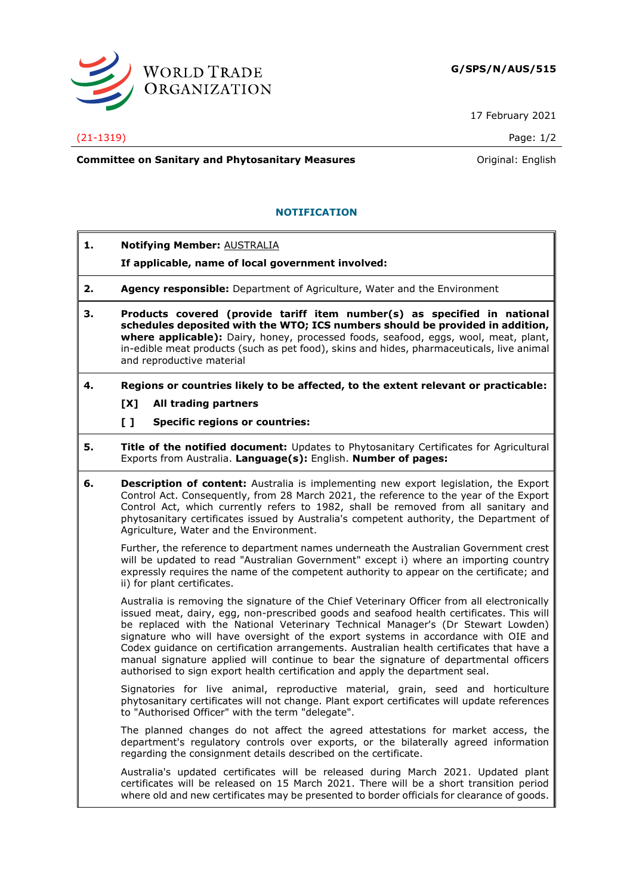**G/SPS/N/AUS/515**

17 February 2021

(21-1319)

**Committee on Sanitary and Phytosanitary Measures**

Original: English

## NOTIFICATION

**1. Notifying Member:** AUSTRALIA

**If applicable, name of local government involved:**

**2. Agency responsible:** Department of Agriculture, Water and the Environment

**3. Products covered (provide tariff item number(s) as specified in national schedules deposited with the WTO; ICS numbers should be provided in addition, where applicable):** Dairy, honey, processed foods, seafood, eggs, wool, meat, plant, in-edible meat products (such as pet food), skins and hides, pharmaceuticals, live animal and reproductive material

**4. Regions or countries likely to be affected, to the extent relevant or practicable:**

**[X] All trading partners**

**[ ] Specific regions or countries:**

**5. Title of the notified document:** Updates to Phytosanitary Certificates for Agricultural Exports from Australia. **Language(s):** English. **Number of pages:**

**6. Description of content:** Australia is implementing new export legislation, the Export Control Act. Consequently, from 28 March 2021, the reference to the year of the Export Control Act, which currently refers to 1982, shall be removed from all sanitary and phytosanitary certificates issued by Australia's competent authority, the Department of Agriculture, Water and the Environment.

Further, the reference to department names underneath the Australian Government crest will be updated to read "Australian Government" except i) where an importing country expressly requires the name of the competent authority to appear on the certificate; and ii) for plant certificates.

Australia is removing the signature of the Chief Veterinary Officer from all electronically issued meat, dairy, egg, non-prescribed goods and seafood health certificates. This will be replaced with the National Veterinary Technical Manager's (Dr Stewart Lowden) signature who will have oversight of the export systems in accordance with OIE and Codex guidance on certification arrangements. Australian health certificates that have a manual signature applied will continue to bear the signature of departmental officers authorised to sign export health certification and apply the department seal.

Signatories for live animal, reproductive material, grain, seed and horticulture phytosanitary certificates will not change. Plant export certificates will update references to "Authorised Officer" with the term "delegate".

The planned changes do not affect the agreed attestations for market access, the department's regulatory controls over exports, or the bilaterally agreed information regarding the consignment details described on the certificate.

Australia's updated certificates will be released during March 2021. Updated plant certificates will be released on 15 March 2021. There will be a short transition period where old and new certificates may be presented to border officials for clearance of goods.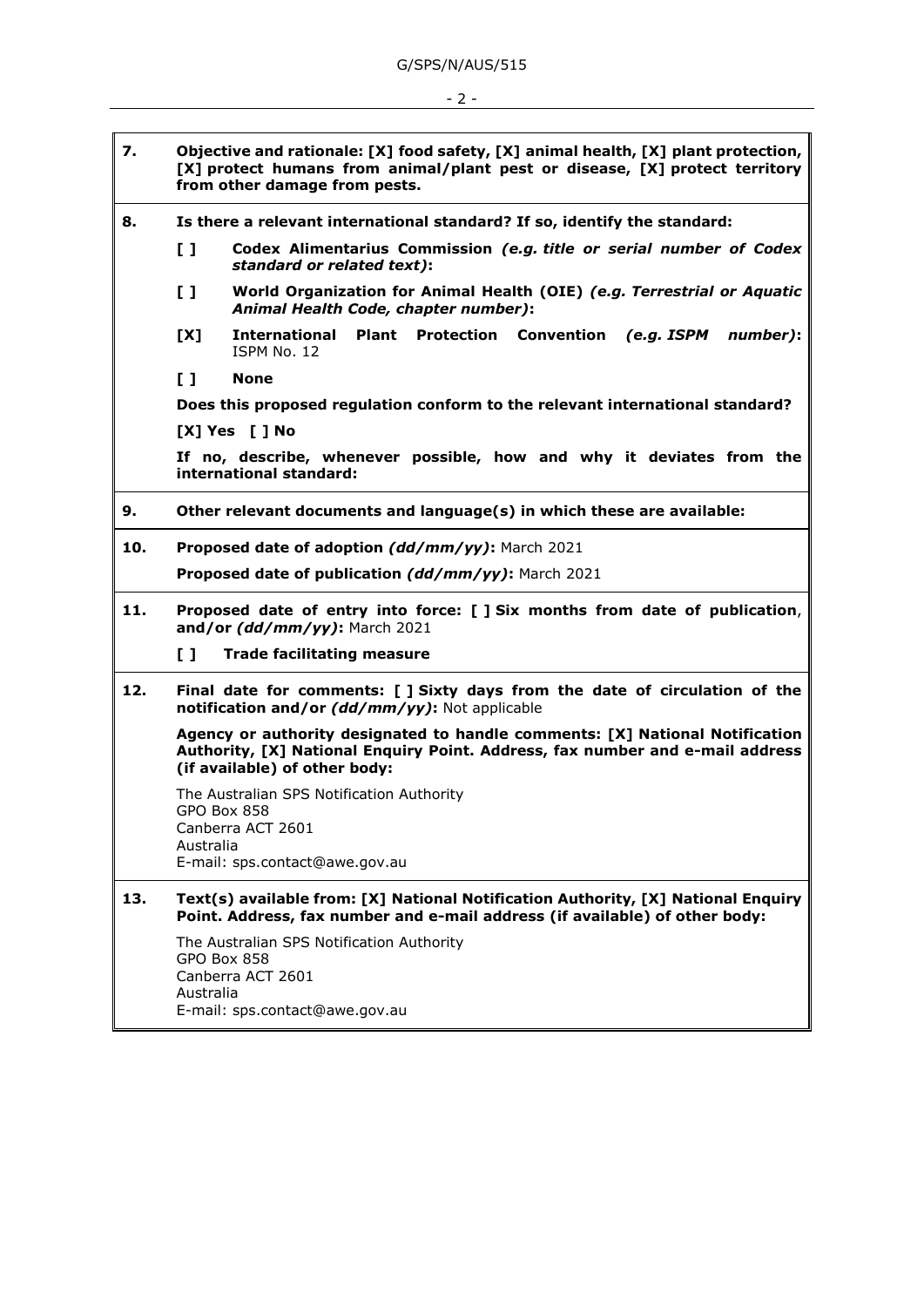**7. Objective and rationale: [X] food safety, [X] animal health, [X] plant protection, [X] protect humans from animal/plant pest or disease, [X] protect territory from other damage from pests.**

**8. Is there a relevant international standard? If so, identify the standard:**

**[ ] Codex Alimentarius Commission *(e.g. title or serial number of Codex standard or related text)*:**

**[ ] World Organization for Animal Health (OIE) *(e.g. Terrestrial or Aquatic Animal Health Code, chapter number)*:**

**[X] International Plant Protection Convention *(e.g. ISPM number)*:** ISPM No. 12

**[ ] None**

**Does this proposed regulation conform to the relevant international standard?**

**[X] Yes [ ] No**

**If no, describe, whenever possible, how and why it deviates from the international standard:**

**9. Other relevant documents and language(s) in which these are available:**

**10. Proposed date of adoption *(dd/mm/yy)*:** March 2021

**Proposed date of publication *(dd/mm/yy)*:** March 2021

**11. Proposed date of entry into force: [ ] Six months from date of publication, and/or *(dd/mm/yy)*:** March 2021

**[ ] Trade facilitating measure**

**12. Final date for comments: [ ] Sixty days from the date of circulation of the notification and/or *(dd/mm/yy)*:** Not applicable

**Agency or authority designated to handle comments: [X] National Notification Authority, [X] National Enquiry Point. Address, fax number and e-mail address (if available) of other body:**

The Australian SPS Notification Authority
GPO Box 858
Canberra ACT 2601
Australia
E-mail: sps.contact@awe.gov.au

**13. Text(s) available from: [X] National Notification Authority, [X] National Enquiry Point. Address, fax number and e-mail address (if available) of other body:**

The Australian SPS Notification Authority
GPO Box 858
Canberra ACT 2601
Australia
E-mail: sps.contact@awe.gov.au